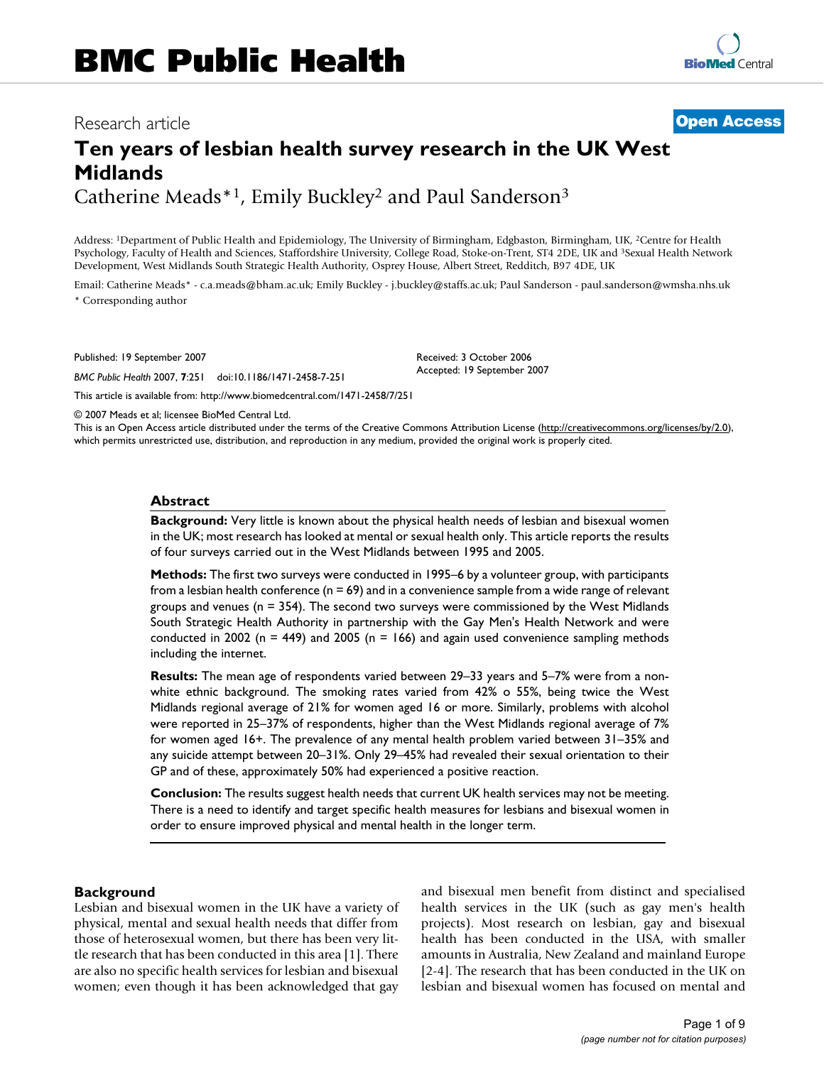# BMC Public Health

Research article

**Open Access**

# Ten years of lesbian health survey research in the UK West Midlands

Catherine Meads*[1], Emily Buckley[2] and Paul Sanderson[3]

Address: [1]Department of Public Health and Epidemiology, The University of Birmingham, Edgbaston, Birmingham, UK, [2]Centre for Health Psychology, Faculty of Health and Sciences, Staffordshire University, College Road, Stoke-on-Trent, ST4 2DE, UK and [3]Sexual Health Network Development, West Midlands South Strategic Health Authority, Osprey House, Albert Street, Redditch, B97 4DE, UK

Email: Catherine Meads* - c.a.meads@bham.ac.uk; Emily Buckley - j.buckley@staffs.ac.uk; Paul Sanderson - paul.sanderson@wmsha.nhs.uk

* Corresponding author

Published: 19 September 2007

*BMC Public Health* 2007, **7**:251 doi:10.1186/1471-2458-7-251

Received: 3 October 2006
Accepted: 19 September 2007

This article is available from: http://www.biomedcentral.com/1471-2458/7/251

© 2007 Meads et al; licensee BioMed Central Ltd.
This is an Open Access article distributed under the terms of the Creative Commons Attribution License (http://creativecommons.org/licenses/by/2.0), which permits unrestricted use, distribution, and reproduction in any medium, provided the original work is properly cited.

## Abstract

**Background:** Very little is known about the physical health needs of lesbian and bisexual women in the UK; most research has looked at mental or sexual health only. This article reports the results of four surveys carried out in the West Midlands between 1995 and 2005.

**Methods:** The first two surveys were conducted in 1995–6 by a volunteer group, with participants from a lesbian health conference (n = 69) and in a convenience sample from a wide range of relevant groups and venues (n = 354). The second two surveys were commissioned by the West Midlands South Strategic Health Authority in partnership with the Gay Men's Health Network and were conducted in 2002 (n = 449) and 2005 (n = 166) and again used convenience sampling methods including the internet.

**Results:** The mean age of respondents varied between 29–33 years and 5–7% were from a non-white ethnic background. The smoking rates varied from 42% o 55%, being twice the West Midlands regional average of 21% for women aged 16 or more. Similarly, problems with alcohol were reported in 25–37% of respondents, higher than the West Midlands regional average of 7% for women aged 16+. The prevalence of any mental health problem varied between 31–35% and any suicide attempt between 20–31%. Only 29–45% had revealed their sexual orientation to their GP and of these, approximately 50% had experienced a positive reaction.

**Conclusion:** The results suggest health needs that current UK health services may not be meeting. There is a need to identify and target specific health measures for lesbians and bisexual women in order to ensure improved physical and mental health in the longer term.

## Background

Lesbian and bisexual women in the UK have a variety of physical, mental and sexual health needs that differ from those of heterosexual women, but there has been very little research that has been conducted in this area [1]. There are also no specific health services for lesbian and bisexual women; even though it has been acknowledged that gay and bisexual men benefit from distinct and specialised health services in the UK (such as gay men's health projects). Most research on lesbian, gay and bisexual health has been conducted in the USA, with smaller amounts in Australia, New Zealand and mainland Europe [2-4]. The research that has been conducted in the UK on lesbian and bisexual women has focused on mental and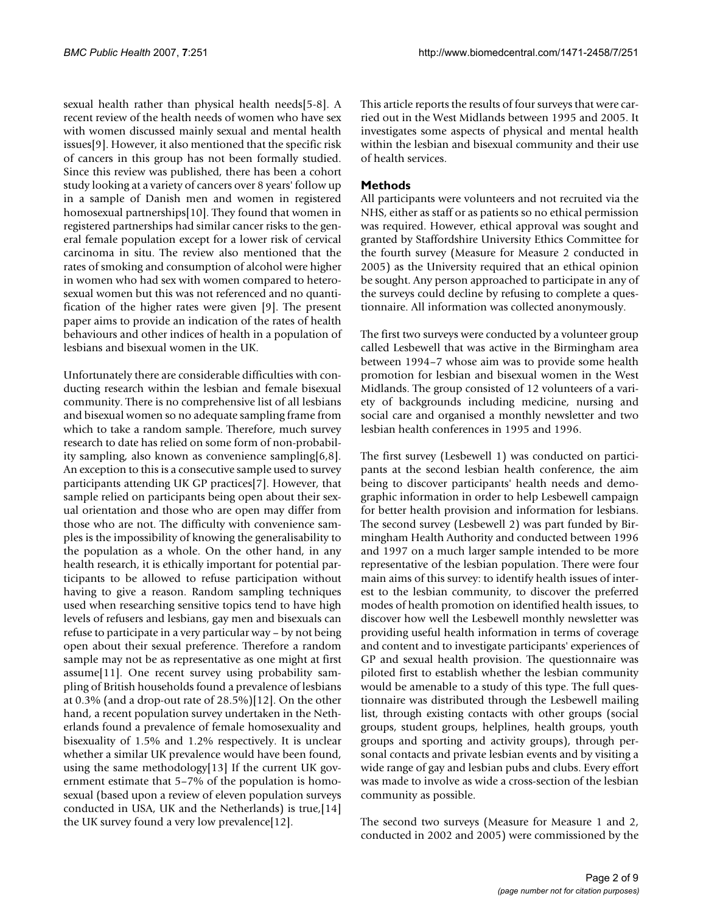sexual health rather than physical health needs[5-8]. A recent review of the health needs of women who have sex with women discussed mainly sexual and mental health issues[9]. However, it also mentioned that the specific risk of cancers in this group has not been formally studied. Since this review was published, there has been a cohort study looking at a variety of cancers over 8 years' follow up in a sample of Danish men and women in registered homosexual partnerships[10]. They found that women in registered partnerships had similar cancer risks to the general female population except for a lower risk of cervical carcinoma in situ. The review also mentioned that the rates of smoking and consumption of alcohol were higher in women who had sex with women compared to heterosexual women but this was not referenced and no quantification of the higher rates were given [9]. The present paper aims to provide an indication of the rates of health behaviours and other indices of health in a population of lesbians and bisexual women in the UK.

Unfortunately there are considerable difficulties with conducting research within the lesbian and female bisexual community. There is no comprehensive list of all lesbians and bisexual women so no adequate sampling frame from which to take a random sample. Therefore, much survey research to date has relied on some form of non-probability sampling, also known as convenience sampling[6,8]. An exception to this is a consecutive sample used to survey participants attending UK GP practices[7]. However, that sample relied on participants being open about their sexual orientation and those who are open may differ from those who are not. The difficulty with convenience samples is the impossibility of knowing the generalisability to the population as a whole. On the other hand, in any health research, it is ethically important for potential participants to be allowed to refuse participation without having to give a reason. Random sampling techniques used when researching sensitive topics tend to have high levels of refusers and lesbians, gay men and bisexuals can refuse to participate in a very particular way – by not being open about their sexual preference. Therefore a random sample may not be as representative as one might at first assume[11]. One recent survey using probability sampling of British households found a prevalence of lesbians at 0.3% (and a drop-out rate of 28.5%)[12]. On the other hand, a recent population survey undertaken in the Netherlands found a prevalence of female homosexuality and bisexuality of 1.5% and 1.2% respectively. It is unclear whether a similar UK prevalence would have been found, using the same methodology[13] If the current UK government estimate that 5–7% of the population is homosexual (based upon a review of eleven population surveys conducted in USA, UK and the Netherlands) is true,[14] the UK survey found a very low prevalence[12].

This article reports the results of four surveys that were carried out in the West Midlands between 1995 and 2005. It investigates some aspects of physical and mental health within the lesbian and bisexual community and their use of health services.

## Methods

All participants were volunteers and not recruited via the NHS, either as staff or as patients so no ethical permission was required. However, ethical approval was sought and granted by Staffordshire University Ethics Committee for the fourth survey (Measure for Measure 2 conducted in 2005) as the University required that an ethical opinion be sought. Any person approached to participate in any of the surveys could decline by refusing to complete a questionnaire. All information was collected anonymously.

The first two surveys were conducted by a volunteer group called Lesbewell that was active in the Birmingham area between 1994–7 whose aim was to provide some health promotion for lesbian and bisexual women in the West Midlands. The group consisted of 12 volunteers of a variety of backgrounds including medicine, nursing and social care and organised a monthly newsletter and two lesbian health conferences in 1995 and 1996.

The first survey (Lesbewell 1) was conducted on participants at the second lesbian health conference, the aim being to discover participants' health needs and demographic information in order to help Lesbewell campaign for better health provision and information for lesbians. The second survey (Lesbewell 2) was part funded by Birmingham Health Authority and conducted between 1996 and 1997 on a much larger sample intended to be more representative of the lesbian population. There were four main aims of this survey: to identify health issues of interest to the lesbian community, to discover the preferred modes of health promotion on identified health issues, to discover how well the Lesbewell monthly newsletter was providing useful health information in terms of coverage and content and to investigate participants' experiences of GP and sexual health provision. The questionnaire was piloted first to establish whether the lesbian community would be amenable to a study of this type. The full questionnaire was distributed through the Lesbewell mailing list, through existing contacts with other groups (social groups, student groups, helplines, health groups, youth groups and sporting and activity groups), through personal contacts and private lesbian events and by visiting a wide range of gay and lesbian pubs and clubs. Every effort was made to involve as wide a cross-section of the lesbian community as possible.

The second two surveys (Measure for Measure 1 and 2, conducted in 2002 and 2005) were commissioned by the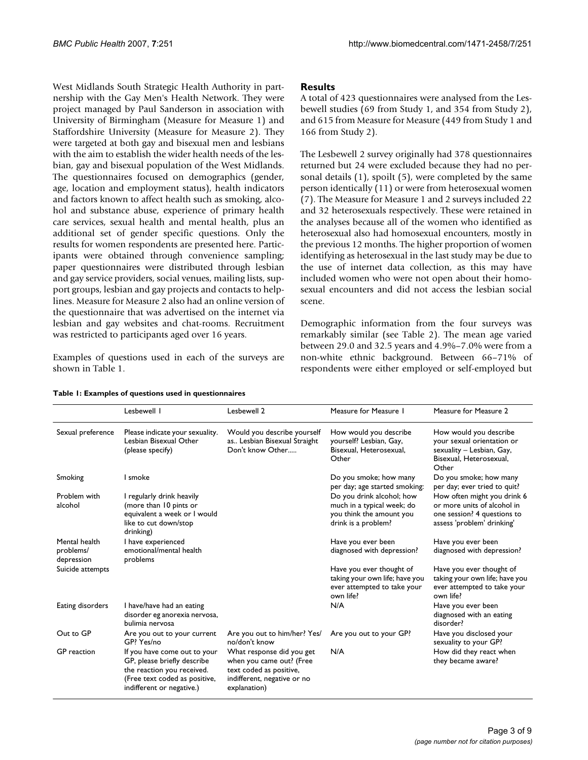West Midlands South Strategic Health Authority in partnership with the Gay Men's Health Network. They were project managed by Paul Sanderson in association with University of Birmingham (Measure for Measure 1) and Staffordshire University (Measure for Measure 2). They were targeted at both gay and bisexual men and lesbians with the aim to establish the wider health needs of the lesbian, gay and bisexual population of the West Midlands. The questionnaires focused on demographics (gender, age, location and employment status), health indicators and factors known to affect health such as smoking, alcohol and substance abuse, experience of primary health care services, sexual health and mental health, plus an additional set of gender specific questions. Only the results for women respondents are presented here. Participants were obtained through convenience sampling; paper questionnaires were distributed through lesbian and gay service providers, social venues, mailing lists, support groups, lesbian and gay projects and contacts to helplines. Measure for Measure 2 also had an online version of the questionnaire that was advertised on the internet via lesbian and gay websites and chat-rooms. Recruitment was restricted to participants aged over 16 years.

Examples of questions used in each of the surveys are shown in Table 1.

## Results

A total of 423 questionnaires were analysed from the Lesbewell studies (69 from Study 1, and 354 from Study 2), and 615 from Measure for Measure (449 from Study 1 and 166 from Study 2).

The Lesbewell 2 survey originally had 378 questionnaires returned but 24 were excluded because they had no personal details (1), spoilt (5), were completed by the same person identically (11) or were from heterosexual women (7). The Measure for Measure 1 and 2 surveys included 22 and 32 heterosexuals respectively. These were retained in the analyses because all of the women who identified as heterosexual also had homosexual encounters, mostly in the previous 12 months. The higher proportion of women identifying as heterosexual in the last study may be due to the use of internet data collection, as this may have included women who were not open about their homosexual encounters and did not access the lesbian social scene.

Demographic information from the four surveys was remarkably similar (see Table 2). The mean age varied between 29.0 and 32.5 years and 4.9%–7.0% were from a non-white ethnic background. Between 66–71% of respondents were either employed or self-employed but

**Table 1: Examples of questions used in questionnaires**

| | Lesbewell 1 | Lesbewell 2 | Measure for Measure 1 | Measure for Measure 2 |
|---|---|---|---|---|
| Sexual preference | Please indicate your sexuality. Lesbian Bisexual Other (please specify) | Would you describe yourself as.. Lesbian Bisexual Straight Don't know Other..... | How would you describe yourself? Lesbian, Gay, Bisexual, Heterosexual, Other | How would you describe your sexual orientation or sexuality – Lesbian, Gay, Bisexual, Heterosexual, Other |
| Smoking | I smoke | | Do you smoke; how many per day; age started smoking: | Do you smoke; how many per day; ever tried to quit? |
| Problem with alcohol | I regularly drink heavily (more than 10 pints or equivalent a week or I would like to cut down/stop drinking) | | Do you drink alcohol; how much in a typical week; do you think the amount you drink is a problem? | How often might you drink 6 or more units of alcohol in one session? 4 questions to assess 'problem' drinking' |
| Mental health problems/ depression | I have experienced emotional/mental health problems | | Have you ever been diagnosed with depression? | Have you ever been diagnosed with depression? |
| Suicide attempts | | | Have you ever thought of taking your own life; have you ever attempted to take your own life? | Have you ever thought of taking your own life; have you ever attempted to take your own life? |
| Eating disorders | I have/have had an eating disorder eg anorexia nervosa, bulimia nervosa | | N/A | Have you ever been diagnosed with an eating disorder? |
| Out to GP | Are you out to your current GP? Yes/no | Are you out to him/her? Yes/ no/don't know | Are you out to your GP? | Have you disclosed your sexuality to your GP? |
| GP reaction | If you have come out to your GP, please briefly describe the reaction you received. (Free text coded as positive, indifferent or negative.) | What response did you get when you came out? (Free text coded as positive, indifferent, negative or no explanation) | N/A | How did they react when they became aware? |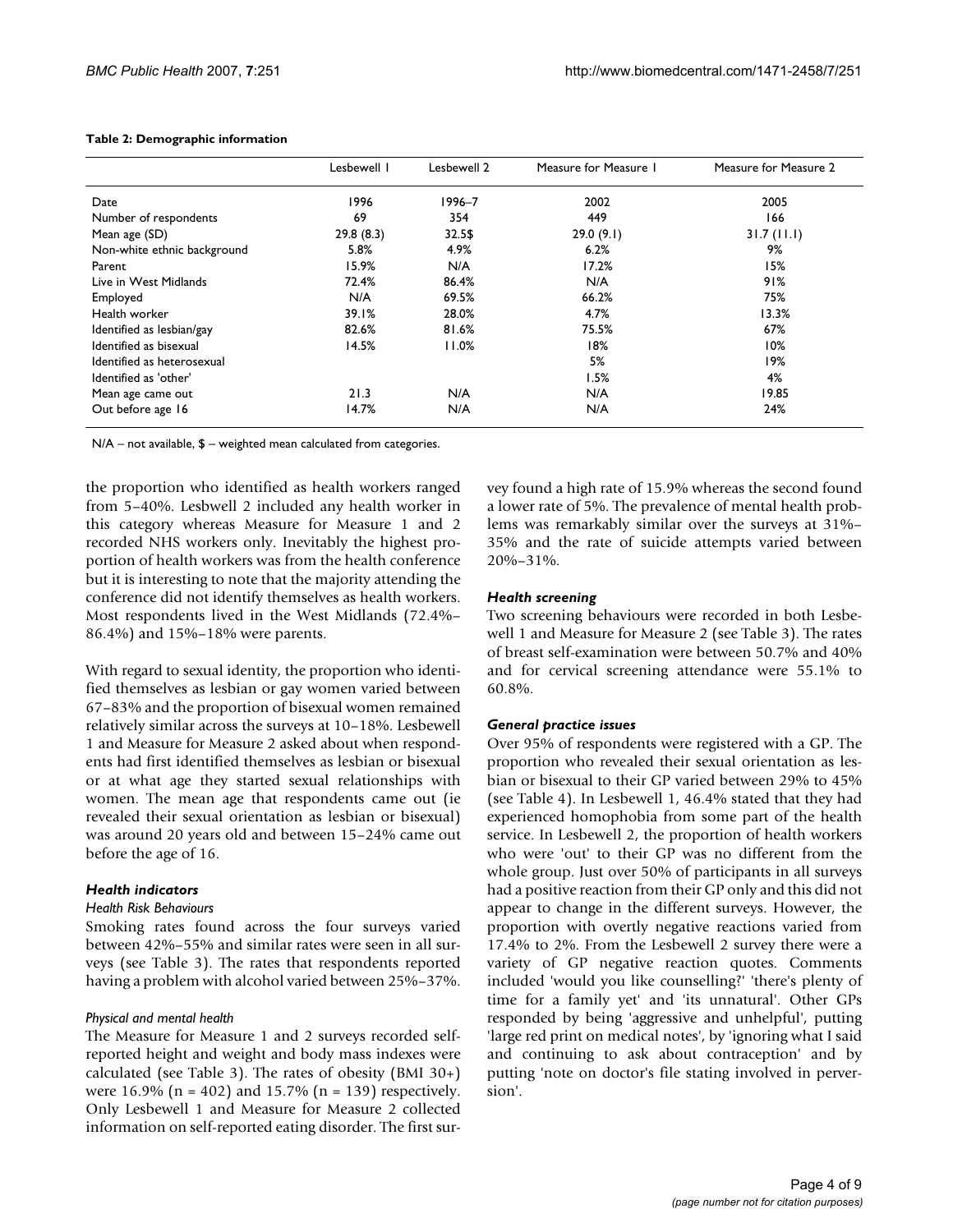**Table 2: Demographic information**

| | Lesbewell 1 | Lesbewell 2 | Measure for Measure 1 | Measure for Measure 2 |
|---|---|---|---|---|
| Date | 1996 | 1996–7 | 2002 | 2005 |
| Number of respondents | 69 | 354 | 449 | 166 |
| Mean age (SD) | 29.8 (8.3) | 32.5$ | 29.0 (9.1) | 31.7 (11.1) |
| Non-white ethnic background | 5.8% | 4.9% | 6.2% | 9% |
| Parent | 15.9% | N/A | 17.2% | 15% |
| Live in West Midlands | 72.4% | 86.4% | N/A | 91% |
| Employed | N/A | 69.5% | 66.2% | 75% |
| Health worker | 39.1% | 28.0% | 4.7% | 13.3% |
| Identified as lesbian/gay | 82.6% | 81.6% | 75.5% | 67% |
| Identified as bisexual | 14.5% | 11.0% | 18% | 10% |
| Identified as heterosexual | | | 5% | 19% |
| Identified as 'other' | | | 1.5% | 4% |
| Mean age came out | 21.3 | N/A | N/A | 19.85 |
| Out before age 16 | 14.7% | N/A | N/A | 24% |

N/A – not available, $ – weighted mean calculated from categories.

the proportion who identified as health workers ranged from 5–40%. Lesbwell 2 included any health worker in this category whereas Measure for Measure 1 and 2 recorded NHS workers only. Inevitably the highest proportion of health workers was from the health conference but it is interesting to note that the majority attending the conference did not identify themselves as health workers. Most respondents lived in the West Midlands (72.4%–86.4%) and 15%–18% were parents.

With regard to sexual identity, the proportion who identified themselves as lesbian or gay women varied between 67–83% and the proportion of bisexual women remained relatively similar across the surveys at 10–18%. Lesbewell 1 and Measure for Measure 2 asked about when respondents had first identified themselves as lesbian or bisexual or at what age they started sexual relationships with women. The mean age that respondents came out (ie revealed their sexual orientation as lesbian or bisexual) was around 20 years old and between 15–24% came out before the age of 16.

### *Health indicators*

#### *Health Risk Behaviours*

Smoking rates found across the four surveys varied between 42%–55% and similar rates were seen in all surveys (see Table 3). The rates that respondents reported having a problem with alcohol varied between 25%–37%.

#### *Physical and mental health*

The Measure for Measure 1 and 2 surveys recorded self-reported height and weight and body mass indexes were calculated (see Table 3). The rates of obesity (BMI 30+) were 16.9% (n = 402) and 15.7% (n = 139) respectively. Only Lesbewell 1 and Measure for Measure 2 collected information on self-reported eating disorder. The first survey found a high rate of 15.9% whereas the second found a lower rate of 5%. The prevalence of mental health problems was remarkably similar over the surveys at 31%–35% and the rate of suicide attempts varied between 20%–31%.

### *Health screening*

Two screening behaviours were recorded in both Lesbewell 1 and Measure for Measure 2 (see Table 3). The rates of breast self-examination were between 50.7% and 40% and for cervical screening attendance were 55.1% to 60.8%.

### *General practice issues*

Over 95% of respondents were registered with a GP. The proportion who revealed their sexual orientation as lesbian or bisexual to their GP varied between 29% to 45% (see Table 4). In Lesbewell 1, 46.4% stated that they had experienced homophobia from some part of the health service. In Lesbewell 2, the proportion of health workers who were 'out' to their GP was no different from the whole group. Just over 50% of participants in all surveys had a positive reaction from their GP only and this did not appear to change in the different surveys. However, the proportion with overtly negative reactions varied from 17.4% to 2%. From the Lesbewell 2 survey there were a variety of GP negative reaction quotes. Comments included 'would you like counselling?' 'there's plenty of time for a family yet' and 'its unnatural'. Other GPs responded by being 'aggressive and unhelpful', putting 'large red print on medical notes', by 'ignoring what I said and continuing to ask about contraception' and by putting 'note on doctor's file stating involved in perversion'.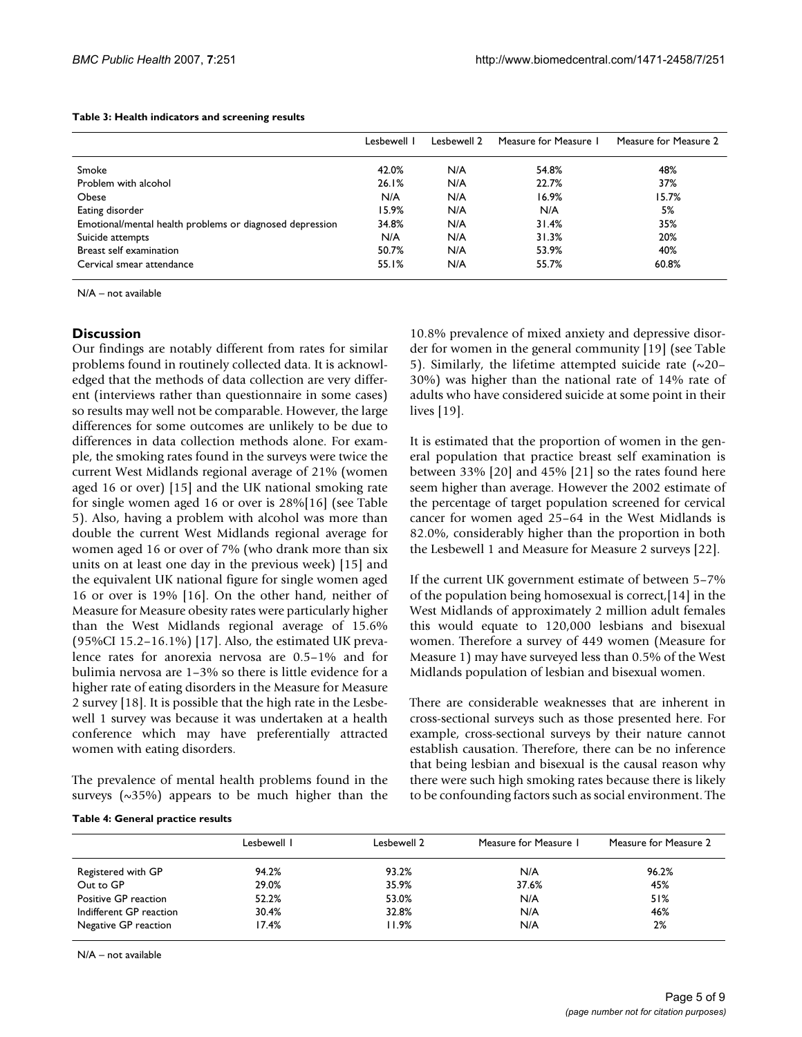**Table 3: Health indicators and screening results**

| | Lesbewell 1 | Lesbewell 2 | Measure for Measure 1 | Measure for Measure 2 |
|---|---|---|---|---|
| Smoke | 42.0% | N/A | 54.8% | 48% |
| Problem with alcohol | 26.1% | N/A | 22.7% | 37% |
| Obese | N/A | N/A | 16.9% | 15.7% |
| Eating disorder | 15.9% | N/A | N/A | 5% |
| Emotional/mental health problems or diagnosed depression | 34.8% | N/A | 31.4% | 35% |
| Suicide attempts | N/A | N/A | 31.3% | 20% |
| Breast self examination | 50.7% | N/A | 53.9% | 40% |
| Cervical smear attendance | 55.1% | N/A | 55.7% | 60.8% |

N/A – not available

## Discussion

Our findings are notably different from rates for similar problems found in routinely collected data. It is acknowledged that the methods of data collection are very different (interviews rather than questionnaire in some cases) so results may well not be comparable. However, the large differences for some outcomes are unlikely to be due to differences in data collection methods alone. For example, the smoking rates found in the surveys were twice the current West Midlands regional average of 21% (women aged 16 or over) [15] and the UK national smoking rate for single women aged 16 or over is 28%[16] (see Table 5). Also, having a problem with alcohol was more than double the current West Midlands regional average for women aged 16 or over of 7% (who drank more than six units on at least one day in the previous week) [15] and the equivalent UK national figure for single women aged 16 or over is 19% [16]. On the other hand, neither of Measure for Measure obesity rates were particularly higher than the West Midlands regional average of 15.6% (95%CI 15.2–16.1%) [17]. Also, the estimated UK prevalence rates for anorexia nervosa are 0.5–1% and for bulimia nervosa are 1–3% so there is little evidence for a higher rate of eating disorders in the Measure for Measure 2 survey [18]. It is possible that the high rate in the Lesbewell 1 survey was because it was undertaken at a health conference which may have preferentially attracted women with eating disorders.

The prevalence of mental health problems found in the surveys (~35%) appears to be much higher than the 10.8% prevalence of mixed anxiety and depressive disorder for women in the general community [19] (see Table 5). Similarly, the lifetime attempted suicide rate (~20–30%) was higher than the national rate of 14% rate of adults who have considered suicide at some point in their lives [19].

It is estimated that the proportion of women in the general population that practice breast self examination is between 33% [20] and 45% [21] so the rates found here seem higher than average. However the 2002 estimate of the percentage of target population screened for cervical cancer for women aged 25–64 in the West Midlands is 82.0%, considerably higher than the proportion in both the Lesbewell 1 and Measure for Measure 2 surveys [22].

If the current UK government estimate of between 5–7% of the population being homosexual is correct,[14] in the West Midlands of approximately 2 million adult females this would equate to 120,000 lesbians and bisexual women. Therefore a survey of 449 women (Measure for Measure 1) may have surveyed less than 0.5% of the West Midlands population of lesbian and bisexual women.

There are considerable weaknesses that are inherent in cross-sectional surveys such as those presented here. For example, cross-sectional surveys by their nature cannot establish causation. Therefore, there can be no inference that being lesbian and bisexual is the causal reason why there were such high smoking rates because there is likely to be confounding factors such as social environment. The

**Table 4: General practice results**

| | Lesbewell 1 | Lesbewell 2 | Measure for Measure 1 | Measure for Measure 2 |
|---|---|---|---|---|
| Registered with GP | 94.2% | 93.2% | N/A | 96.2% |
| Out to GP | 29.0% | 35.9% | 37.6% | 45% |
| Positive GP reaction | 52.2% | 53.0% | N/A | 51% |
| Indifferent GP reaction | 30.4% | 32.8% | N/A | 46% |
| Negative GP reaction | 17.4% | 11.9% | N/A | 2% |

N/A – not available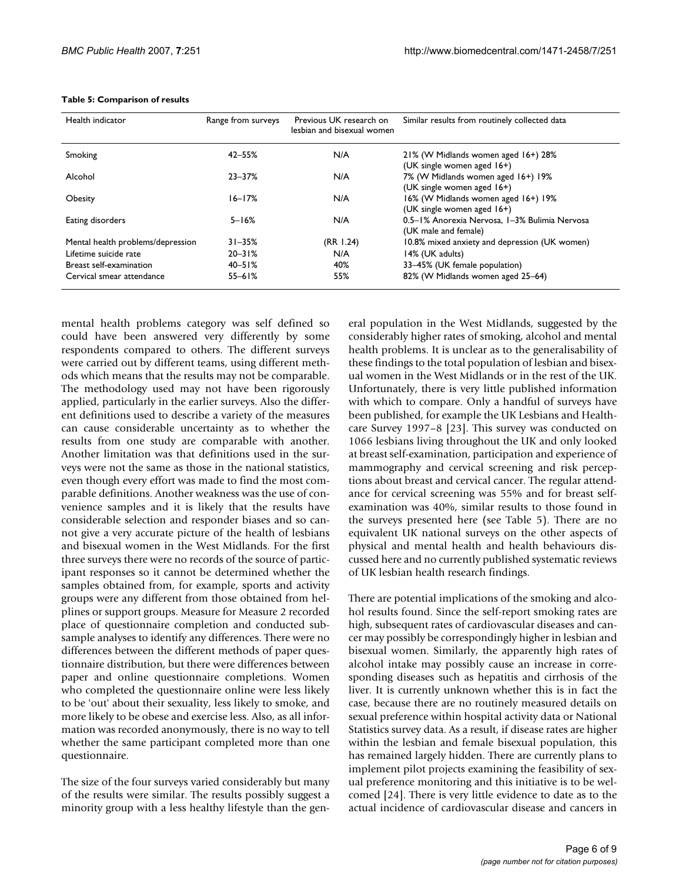**Table 5: Comparison of results**

| Health indicator | Range from surveys | Previous UK research on lesbian and bisexual women | Similar results from routinely collected data |
| --- | --- | --- | --- |
| Smoking | 42–55% | N/A | 21% (W Midlands women aged 16+) 28% (UK single women aged 16+) |
| Alcohol | 23–37% | N/A | 7% (W Midlands women aged 16+) 19% (UK single women aged 16+) |
| Obesity | 16–17% | N/A | 16% (W Midlands women aged 16+) 19% (UK single women aged 16+) |
| Eating disorders | 5–16% | N/A | 0.5–1% Anorexia Nervosa, 1–3% Bulimia Nervosa (UK male and female) |
| Mental health problems/depression | 31–35% | (RR 1.24) | 10.8% mixed anxiety and depression (UK women) |
| Lifetime suicide rate | 20–31% | N/A | 14% (UK adults) |
| Breast self-examination | 40–51% | 40% | 33–45% (UK female population) |
| Cervical smear attendance | 55–61% | 55% | 82% (W Midlands women aged 25–64) |

mental health problems category was self defined so could have been answered very differently by some respondents compared to others. The different surveys were carried out by different teams, using different methods which means that the results may not be comparable. The methodology used may not have been rigorously applied, particularly in the earlier surveys. Also the different definitions used to describe a variety of the measures can cause considerable uncertainty as to whether the results from one study are comparable with another. Another limitation was that definitions used in the surveys were not the same as those in the national statistics, even though every effort was made to find the most comparable definitions. Another weakness was the use of convenience samples and it is likely that the results have considerable selection and responder biases and so cannot give a very accurate picture of the health of lesbians and bisexual women in the West Midlands. For the first three surveys there were no records of the source of participant responses so it cannot be determined whether the samples obtained from, for example, sports and activity groups were any different from those obtained from helplines or support groups. Measure for Measure 2 recorded place of questionnaire completion and conducted subsample analyses to identify any differences. There were no differences between the different methods of paper questionnaire distribution, but there were differences between paper and online questionnaire completions. Women who completed the questionnaire online were less likely to be 'out' about their sexuality, less likely to smoke, and more likely to be obese and exercise less. Also, as all information was recorded anonymously, there is no way to tell whether the same participant completed more than one questionnaire.

The size of the four surveys varied considerably but many of the results were similar. The results possibly suggest a minority group with a less healthy lifestyle than the general population in the West Midlands, suggested by the considerably higher rates of smoking, alcohol and mental health problems. It is unclear as to the generalisability of these findings to the total population of lesbian and bisexual women in the West Midlands or in the rest of the UK. Unfortunately, there is very little published information with which to compare. Only a handful of surveys have been published, for example the UK Lesbians and Healthcare Survey 1997–8 [23]. This survey was conducted on 1066 lesbians living throughout the UK and only looked at breast self-examination, participation and experience of mammography and cervical screening and risk perceptions about breast and cervical cancer. The regular attendance for cervical screening was 55% and for breast self-examination was 40%, similar results to those found in the surveys presented here (see Table 5). There are no equivalent UK national surveys on the other aspects of physical and mental health and health behaviours discussed here and no currently published systematic reviews of UK lesbian health research findings.

There are potential implications of the smoking and alcohol results found. Since the self-report smoking rates are high, subsequent rates of cardiovascular diseases and cancer may possibly be correspondingly higher in lesbian and bisexual women. Similarly, the apparently high rates of alcohol intake may possibly cause an increase in corresponding diseases such as hepatitis and cirrhosis of the liver. It is currently unknown whether this is in fact the case, because there are no routinely measured details on sexual preference within hospital activity data or National Statistics survey data. As a result, if disease rates are higher within the lesbian and female bisexual population, this has remained largely hidden. There are currently plans to implement pilot projects examining the feasibility of sexual preference monitoring and this initiative is to be welcomed [24]. There is very little evidence to date as to the actual incidence of cardiovascular disease and cancers in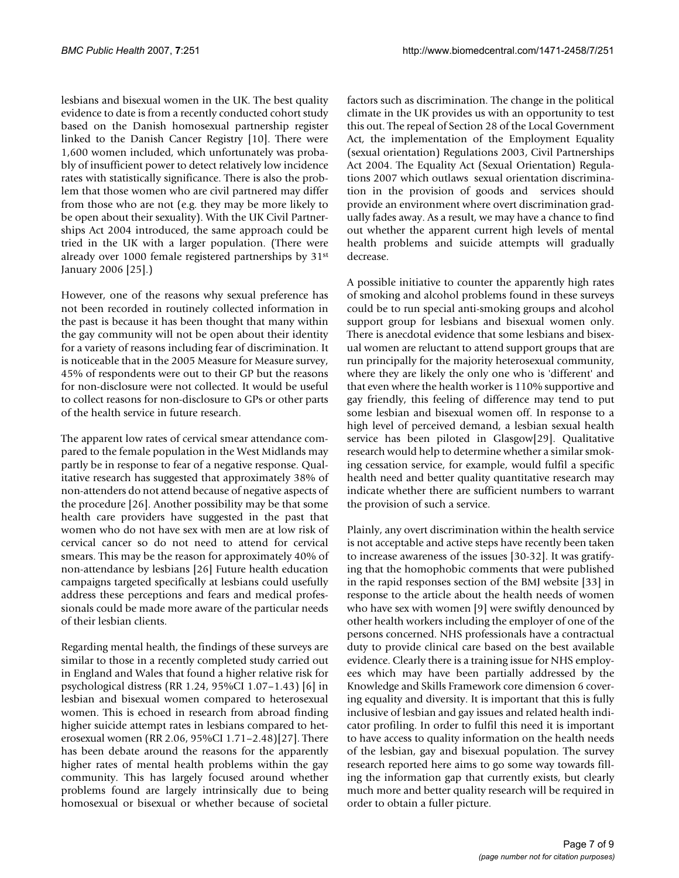lesbians and bisexual women in the UK. The best quality evidence to date is from a recently conducted cohort study based on the Danish homosexual partnership register linked to the Danish Cancer Registry [10]. There were 1,600 women included, which unfortunately was probably of insufficient power to detect relatively low incidence rates with statistically significance. There is also the problem that those women who are civil partnered may differ from those who are not (e.g. they may be more likely to be open about their sexuality). With the UK Civil Partnerships Act 2004 introduced, the same approach could be tried in the UK with a larger population. (There were already over 1000 female registered partnerships by 31st January 2006 [25].)

However, one of the reasons why sexual preference has not been recorded in routinely collected information in the past is because it has been thought that many within the gay community will not be open about their identity for a variety of reasons including fear of discrimination. It is noticeable that in the 2005 Measure for Measure survey, 45% of respondents were out to their GP but the reasons for non-disclosure were not collected. It would be useful to collect reasons for non-disclosure to GPs or other parts of the health service in future research.

The apparent low rates of cervical smear attendance compared to the female population in the West Midlands may partly be in response to fear of a negative response. Qualitative research has suggested that approximately 38% of non-attenders do not attend because of negative aspects of the procedure [26]. Another possibility may be that some health care providers have suggested in the past that women who do not have sex with men are at low risk of cervical cancer so do not need to attend for cervical smears. This may be the reason for approximately 40% of non-attendance by lesbians [26] Future health education campaigns targeted specifically at lesbians could usefully address these perceptions and fears and medical professionals could be made more aware of the particular needs of their lesbian clients.

Regarding mental health, the findings of these surveys are similar to those in a recently completed study carried out in England and Wales that found a higher relative risk for psychological distress (RR 1.24, 95%CI 1.07–1.43) [6] in lesbian and bisexual women compared to heterosexual women. This is echoed in research from abroad finding higher suicide attempt rates in lesbians compared to heterosexual women (RR 2.06, 95%CI 1.71–2.48)[27]. There has been debate around the reasons for the apparently higher rates of mental health problems within the gay community. This has largely focused around whether problems found are largely intrinsically due to being homosexual or bisexual or whether because of societal factors such as discrimination. The change in the political climate in the UK provides us with an opportunity to test this out. The repeal of Section 28 of the Local Government Act, the implementation of the Employment Equality (sexual orientation) Regulations 2003, Civil Partnerships Act 2004. The Equality Act (Sexual Orientation) Regulations 2007 which outlaws sexual orientation discrimination in the provision of goods and services should provide an environment where overt discrimination gradually fades away. As a result, we may have a chance to find out whether the apparent current high levels of mental health problems and suicide attempts will gradually decrease.

A possible initiative to counter the apparently high rates of smoking and alcohol problems found in these surveys could be to run special anti-smoking groups and alcohol support group for lesbians and bisexual women only. There is anecdotal evidence that some lesbians and bisexual women are reluctant to attend support groups that are run principally for the majority heterosexual community, where they are likely the only one who is 'different' and that even where the health worker is 110% supportive and gay friendly, this feeling of difference may tend to put some lesbian and bisexual women off. In response to a high level of perceived demand, a lesbian sexual health service has been piloted in Glasgow[29]. Qualitative research would help to determine whether a similar smoking cessation service, for example, would fulfil a specific health need and better quality quantitative research may indicate whether there are sufficient numbers to warrant the provision of such a service.

Plainly, any overt discrimination within the health service is not acceptable and active steps have recently been taken to increase awareness of the issues [30-32]. It was gratifying that the homophobic comments that were published in the rapid responses section of the BMJ website [33] in response to the article about the health needs of women who have sex with women [9] were swiftly denounced by other health workers including the employer of one of the persons concerned. NHS professionals have a contractual duty to provide clinical care based on the best available evidence. Clearly there is a training issue for NHS employees which may have been partially addressed by the Knowledge and Skills Framework core dimension 6 covering equality and diversity. It is important that this is fully inclusive of lesbian and gay issues and related health indicator profiling. In order to fulfil this need it is important to have access to quality information on the health needs of the lesbian, gay and bisexual population. The survey research reported here aims to go some way towards filling the information gap that currently exists, but clearly much more and better quality research will be required in order to obtain a fuller picture.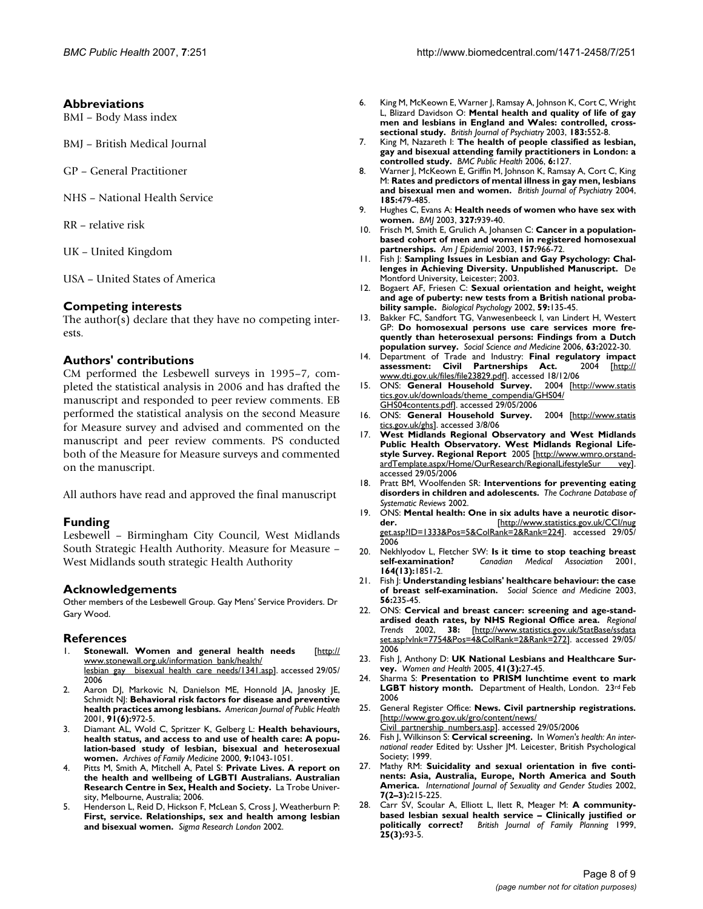## Abbreviations

BMI – Body Mass index

BMJ – British Medical Journal

GP – General Practitioner

NHS – National Health Service

RR – relative risk

UK – United Kingdom

USA – United States of America

## Competing interests

The author(s) declare that they have no competing interests.

## Authors' contributions

CM performed the Lesbewell surveys in 1995–7, completed the statistical analysis in 2006 and has drafted the manuscript and responded to peer review comments. EB performed the statistical analysis on the second Measure for Measure survey and advised and commented on the manuscript and peer review comments. PS conducted both of the Measure for Measure surveys and commented on the manuscript.

All authors have read and approved the final manuscript

## Funding

Lesbewell – Birmingham City Council, West Midlands South Strategic Health Authority. Measure for Measure – West Midlands south strategic Health Authority

## Acknowledgements

Other members of the Lesbewell Group. Gay Mens' Service Providers. Dr Gary Wood.

## References

1. **Stonewall. Women and general health needs** [http://www.stonewall.org.uk/information_bank/health/lesbian_gay__bisexual_health_care_needs/1341.asp]. accessed 29/05/2006
2. Aaron DJ, Markovic N, Danielson ME, Honnold JA, Janosky JE, Schmidt NJ: **Behavioral risk factors for disease and preventive health practices among lesbians.** *American Journal of Public Health* 2001, **91(6):**972-5.
3. Diamant AL, Wold C, Spritzer K, Gelberg L: **Health behaviours, health status, and access to and use of health care: A population-based study of lesbian, bisexual and heterosexual women.** *Archives of Family Medicine* 2000, **9:**1043-1051.
4. Pitts M, Smith A, Mitchell A, Patel S: **Private Lives. A report on the health and wellbeing of LGBTI Australians. Australian Research Centre in Sex, Health and Society.** La Trobe University, Melbourne, Australia; 2006.
5. Henderson L, Reid D, Hickson F, McLean S, Cross J, Weatherburn P: **First, service. Relationships, sex and health among lesbian and bisexual women.** *Sigma Research London* 2002.
6. King M, McKeown E, Warner J, Ramsay A, Johnson K, Cort C, Wright L, Blizard Davidson O: **Mental health and quality of life of gay men and lesbians in England and Wales: controlled, cross-sectional study.** *British Journal of Psychiatry* 2003, **183:**552-8.
7. King M, Nazareth I: **The health of people classified as lesbian, gay and bisexual attending family practitioners in London: a controlled study.** *BMC Public Health* 2006, **6:**127.
8. Warner J, McKeown E, Griffin M, Johnson K, Ramsay A, Cort C, King M: **Rates and predictors of mental illness in gay men, lesbians and bisexual men and women.** *British Journal of Psychiatry* 2004, **185:**479-485.
9. Hughes C, Evans A: **Health needs of women who have sex with women.** *BMJ* 2003, **327:**939-40.
10. Frisch M, Smith E, Grulich A, Johansen C: **Cancer in a population-based cohort of men and women in registered homosexual partnerships.** *Am J Epidemiol* 2003, **157:**966-72.
11. Fish J: **Sampling Issues in Lesbian and Gay Psychology: Challenges in Achieving Diversity. Unpublished Manuscript.** De Montford University, Leicester; 2003.
12. Bogaert AF, Friesen C: **Sexual orientation and height, weight and age of puberty: new tests from a British national probability sample.** *Biological Psychology* 2002, **59:**135-45.
13. Bakker FC, Sandfort TG, Vanwesenbeeck I, van Lindert H, Westert GP: **Do homosexual persons use care services more frequently than heterosexual persons: Findings from a Dutch population survey.** *Social Science and Medicine* 2006, **63:**2022-30.
14. Department of Trade and Industry: **Final regulatory impact assessment: Civil Partnerships Act.** 2004 [http://www.dti.gov.uk/files/file23829.pdf]. accessed 18/12/06
15. ONS: **General Household Survey.** 2004 [http://www.statistics.gov.uk/downloads/theme_compendia/GHS04/GHS04contents.pdf]. accessed 29/05/2006
16. ONS: **General Household Survey.** 2004 [http://www.statistics.gov.uk/ghs]. accessed 3/8/06
17. **West Midlands Regional Observatory and West Midlands Public Health Observatory. West Midlands Regional Lifestyle Survey. Regional Report** 2005 [http://www.wmro.orstandardTemplate.aspx/Home/OurResearch/RegionalLifestyleSurvey]. accessed 29/05/2006
18. Pratt BM, Woolfenden SR: **Interventions for preventing eating disorders in children and adolescents.** *The Cochrane Database of Systematic Reviews* 2002.
19. ONS: **Mental health: One in six adults have a neurotic disorder.** [http://www.statistics.gov.uk/CCI/nugget.asp?ID=1333&Pos=5&ColRank=2&Rank=224]. accessed 29/05/2006
20. Nekhlyodov L, Fletcher SW: **Is it time to stop teaching breast self-examination?** *Canadian Medical Association* 2001, **164(13):**1851-2.
21. Fish J: **Understanding lesbians' healthcare behaviour: the case of breast self-examination.** *Social Science and Medicine* 2003, **56:**235-45.
22. ONS: **Cervical and breast cancer: screening and age-standardised death rates, by NHS Regional Office area.** *Regional Trends* 2002, **38:** [http://www.statistics.gov.uk/StatBase/ssdataset.asp?vlnk=7754&Pos=4&ColRank=2&Rank=272]. accessed 29/05/2006
23. Fish J, Anthony D: **UK National Lesbians and Healthcare Survey.** *Women and Health* 2005, **41(3):**27-45.
24. Sharma S: **Presentation to PRISM lunchtime event to mark LGBT history month.** Department of Health, London. 23rd Feb 2006
25. General Register Office: **News. Civil partnership registrations.** [http://www.gro.gov.uk/gro/content/news/Civil_partnership_numbers.asp]. accessed 29/05/2006
26. Fish J, Wilkinson S: **Cervical screening.** In *Women's health: An international reader* Edited by: Ussher JM. Leicester, British Psychological Society; 1999.
27. Mathy RM: **Suicidality and sexual orientation in five continents: Asia, Australia, Europe, North America and South America.** *International Journal of Sexuality and Gender Studies* 2002, **7(2–3):**215-225.
28. Carr SV, Scoular A, Elliott L, Ilett R, Meager M: **A community-based lesbian sexual health service – Clinically justified or politically correct?** *British Journal of Family Planning* 1999, **25(3):**93-5.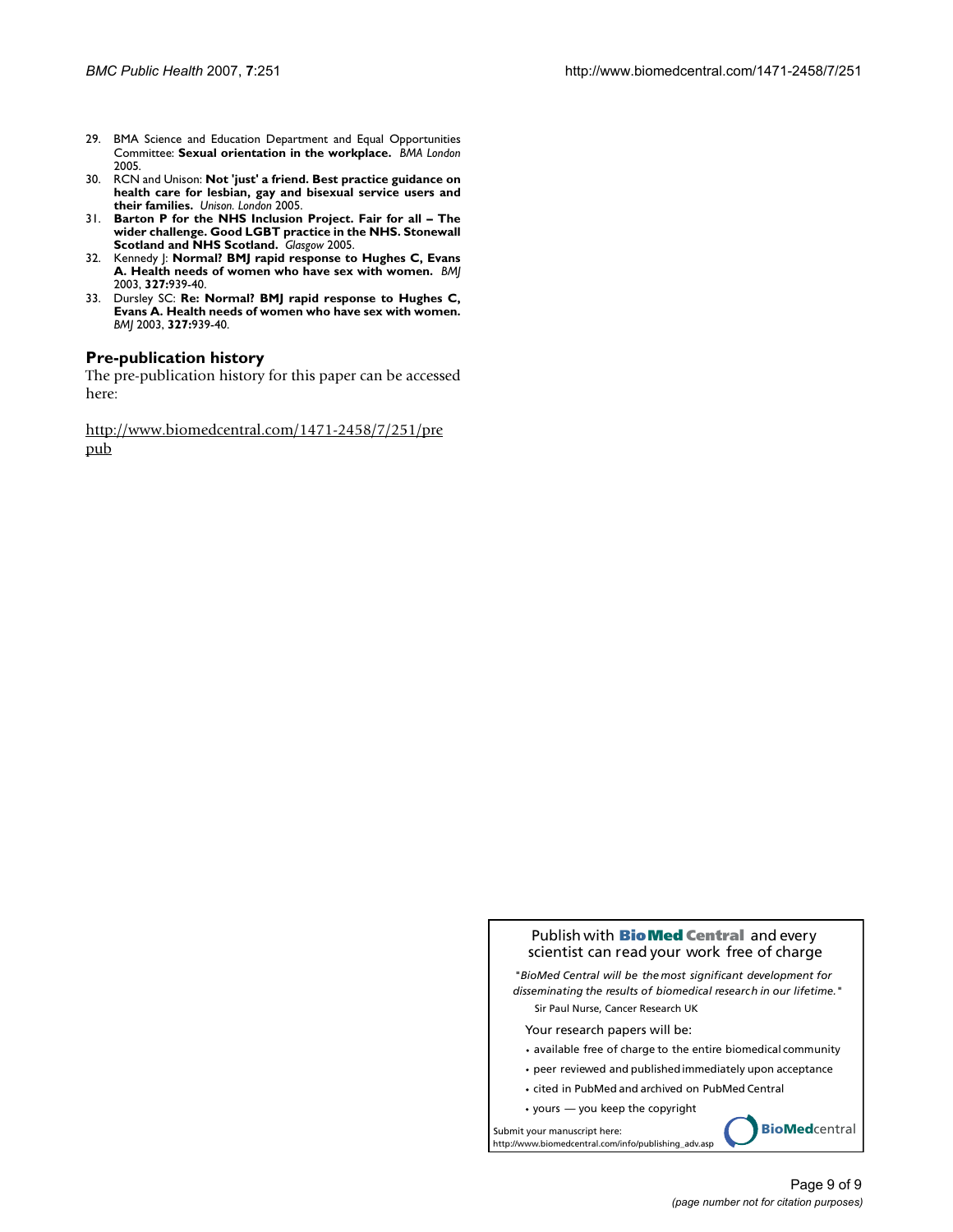29. BMA Science and Education Department and Equal Opportunities Committee: **Sexual orientation in the workplace.** *BMA London* 2005.
30. RCN and Unison: **Not 'just' a friend. Best practice guidance on health care for lesbian, gay and bisexual service users and their families.** *Unison. London* 2005.
31. **Barton P for the NHS Inclusion Project. Fair for all – The wider challenge. Good LGBT practice in the NHS. Stonewall Scotland and NHS Scotland.** *Glasgow* 2005.
32. Kennedy J: **Normal? BMJ rapid response to Hughes C, Evans A. Health needs of women who have sex with women.** *BMJ* 2003, **327:**939-40.
33. Dursley SC: **Re: Normal? BMJ rapid response to Hughes C, Evans A. Health needs of women who have sex with women.** *BMJ* 2003, **327:**939-40.

## Pre-publication history

The pre-publication history for this paper can be accessed here:

http://www.biomedcentral.com/1471-2458/7/251/prepub

Publish with **BioMed Central** and every scientist can read your work free of charge

*"BioMed Central will be the most significant development for disseminating the results of biomedical research in our lifetime."*

Sir Paul Nurse, Cancer Research UK

Your research papers will be:

- available free of charge to the entire biomedical community
- peer reviewed and published immediately upon acceptance
- cited in PubMed and archived on PubMed Central
- yours — you keep the copyright

Submit your manuscript here:
http://www.biomedcentral.com/info/publishing_adv.asp

**BioMed**central